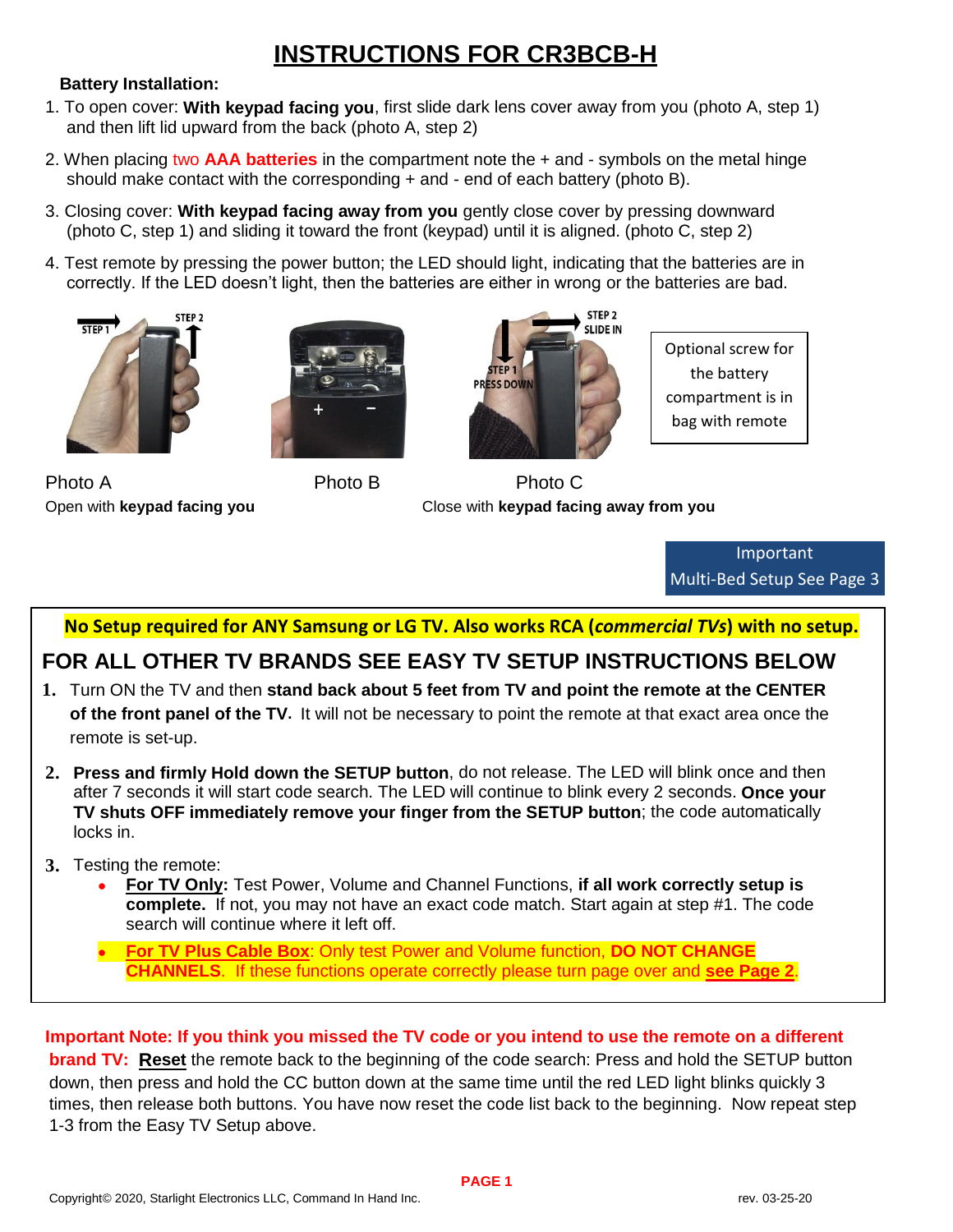# INSTRUCTIONS FOR CR3BCB-H

**Battery Installation:**

1. To open cover: **With keypad facing you**, first slide dark lens cover away from you (photo A, step 1) and then lift lid upward from the back (photo A, step 2)
2. When placing two **AAA batteries** in the compartment note the + and - symbols on the metal hinge should make contact with the corresponding + and - end of each battery (photo B).
3. Closing cover: **With keypad facing away from you** gently close cover by pressing downward (photo C, step 1) and sliding it toward the front (keypad) until it is aligned. (photo C, step 2)
4. Test remote by pressing the power button; the LED should light, indicating that the batteries are in correctly. If the LED doesn't light, then the batteries are either in wrong or the batteries are bad.

STEP 1 STEP 2

STEP 2 SLIDE IN

STEP 1 PRESS DOWN

Optional screw for the battery compartment is in bag with remote

Photo A
Open with **keypad facing you**

Photo B

Photo C
Close with **keypad facing away from you**

Important
Multi-Bed Setup See Page 3

**No Setup required for ANY Samsung or LG TV. Also works RCA (*commercial TVs*) with no setup.**

## FOR ALL OTHER TV BRANDS SEE EASY TV SETUP INSTRUCTIONS BELOW

1. Turn ON the TV and then **stand back about 5 feet from TV and point the remote at the CENTER of the front panel of the TV.** It will not be necessary to point the remote at that exact area once the remote is set-up.
2. **Press and firmly Hold down the SETUP button**, do not release. The LED will blink once and then after 7 seconds it will start code search. The LED will continue to blink every 2 seconds. **Once your TV shuts OFF immediately remove your finger from the SETUP button**; the code automatically locks in.
3. Testing the remote:
   - **For TV Only:** Test Power, Volume and Channel Functions, **if all work correctly setup is complete.** If not, you may not have an exact code match. Start again at step #1. The code search will continue where it left off.
   - **For TV Plus Cable Box**: Only test Power and Volume function, **DO NOT CHANGE CHANNELS**. If these functions operate correctly please turn page over and **see Page 2**.

**Important Note: If you think you missed the TV code or you intend to use the remote on a different brand TV: Reset** the remote back to the beginning of the code search: Press and hold the SETUP button down, then press and hold the CC button down at the same time until the red LED light blinks quickly 3 times, then release both buttons. You have now reset the code list back to the beginning. Now repeat step 1-3 from the Easy TV Setup above.

Copyright© 2020, Starlight Electronics LLC, Command In Hand Inc. rev. 03-25-20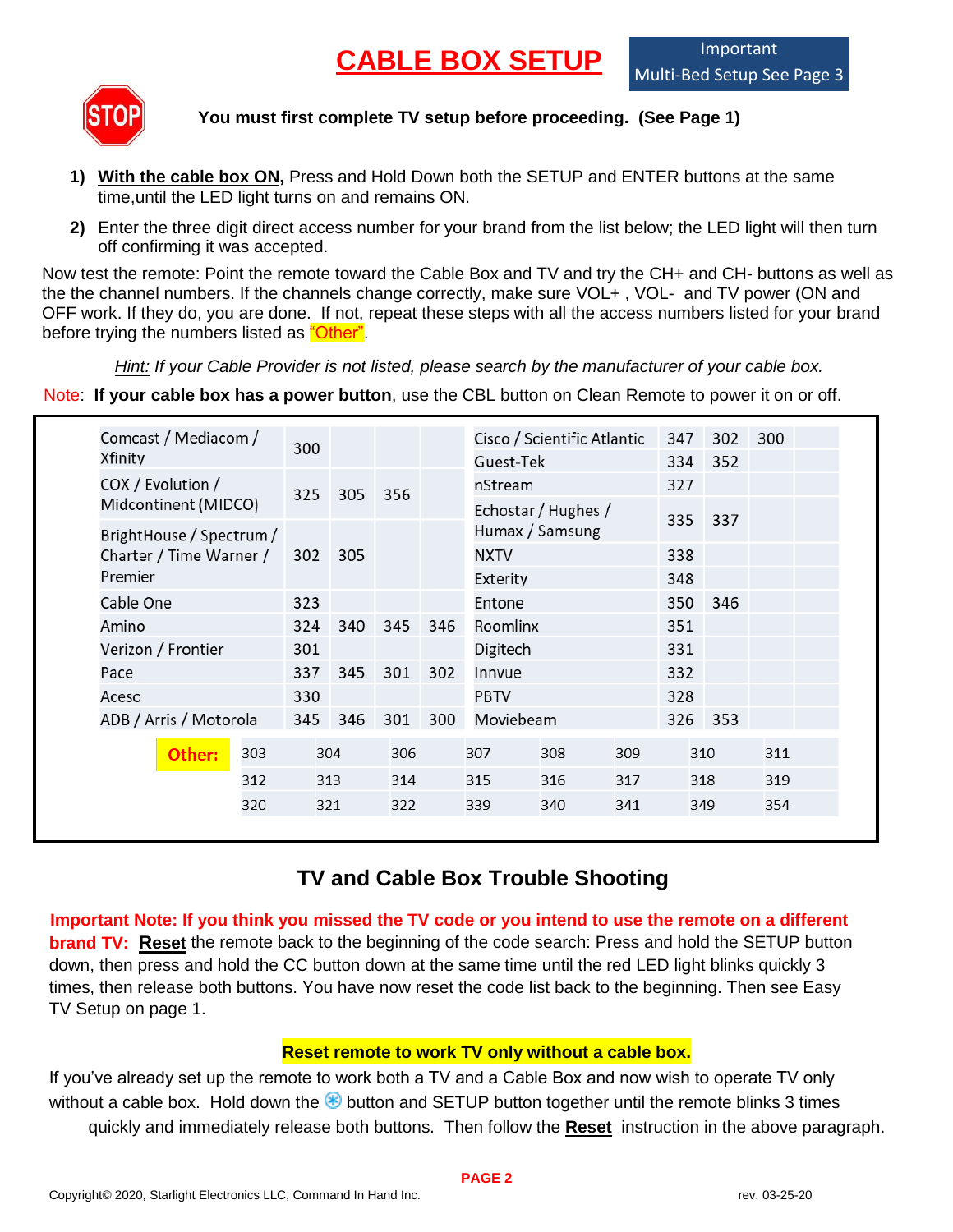# CABLE BOX SETUP

Important
Multi-Bed Setup See Page 3

**You must first complete TV setup before proceeding. (See Page 1)**

1) **With the cable box ON,** Press and Hold Down both the SETUP and ENTER buttons at the same time,until the LED light turns on and remains ON.
2) Enter the three digit direct access number for your brand from the list below; the LED light will then turn off confirming it was accepted.

Now test the remote: Point the remote toward the Cable Box and TV and try the CH+ and CH- buttons as well as the the channel numbers. If the channels change correctly, make sure VOL+ , VOL- and TV power (ON and OFF work. If they do, you are done. If not, repeat these steps with all the access numbers listed for your brand before trying the numbers listed as "Other".

*Hint: If your Cable Provider is not listed, please search by the manufacturer of your cable box.*

Note: **If your cable box has a power button**, use the CBL button on Clean Remote to power it on or off.

| Brand | | | | | Brand | | | | |
|---|---|---|---|---|---|---|---|---|---|
| Comcast / Mediacom / Xfinity | 300 | | | | Cisco / Scientific Atlantic | 347 | 302 | 300 | |
| | | | | | Guest-Tek | 334 | 352 | | |
| COX / Evolution / Midcontinent (MIDCO) | 325 | 305 | 356 | | nStream | 327 | | | |
| | | | | | Echostar / Hughes / Humax / Samsung | 335 | 337 | | |
| BrightHouse / Spectrum / Charter / Time Warner / Premier | 302 | 305 | | | NXTV | 338 | | | |
| | | | | | Exterity | 348 | | | |
| Cable One | 323 | | | | Entone | 350 | 346 | | |
| Amino | 324 | 340 | 345 | 346 | Roomlinx | 351 | | | |
| Verizon / Frontier | 301 | | | | Digitech | 331 | | | |
| Pace | 337 | 345 | 301 | 302 | Innvue | 332 | | | |
| Aceso | 330 | | | | PBTV | 328 | | | |
| ADB / Arris / Motorola | 345 | 346 | 301 | 300 | Moviebeam | 326 | 353 | | |

| Other: | | | | | | | |
|---|---|---|---|---|---|---|---|
| 303 | 304 | 306 | 307 | 308 | 309 | 310 | 311 |
| 312 | 313 | 314 | 315 | 316 | 317 | 318 | 319 |
| 320 | 321 | 322 | 339 | 340 | 341 | 349 | 354 |

## TV and Cable Box Trouble Shooting

**Important Note: If you think you missed the TV code or you intend to use the remote on a different brand TV: Reset** the remote back to the beginning of the code search: Press and hold the SETUP button down, then press and hold the CC button down at the same time until the red LED light blinks quickly 3 times, then release both buttons. You have now reset the code list back to the beginning. Then see Easy TV Setup on page 1.

**Reset remote to work TV only without a cable box.**

If you've already set up the remote to work both a TV and a Cable Box and now wish to operate TV only without a cable box. Hold down the button and SETUP button together until the remote blinks 3 times quickly and immediately release both buttons. Then follow the **Reset** instruction in the above paragraph.

Copyright© 2020, Starlight Electronics LLC, Command In Hand Inc. rev. 03-25-20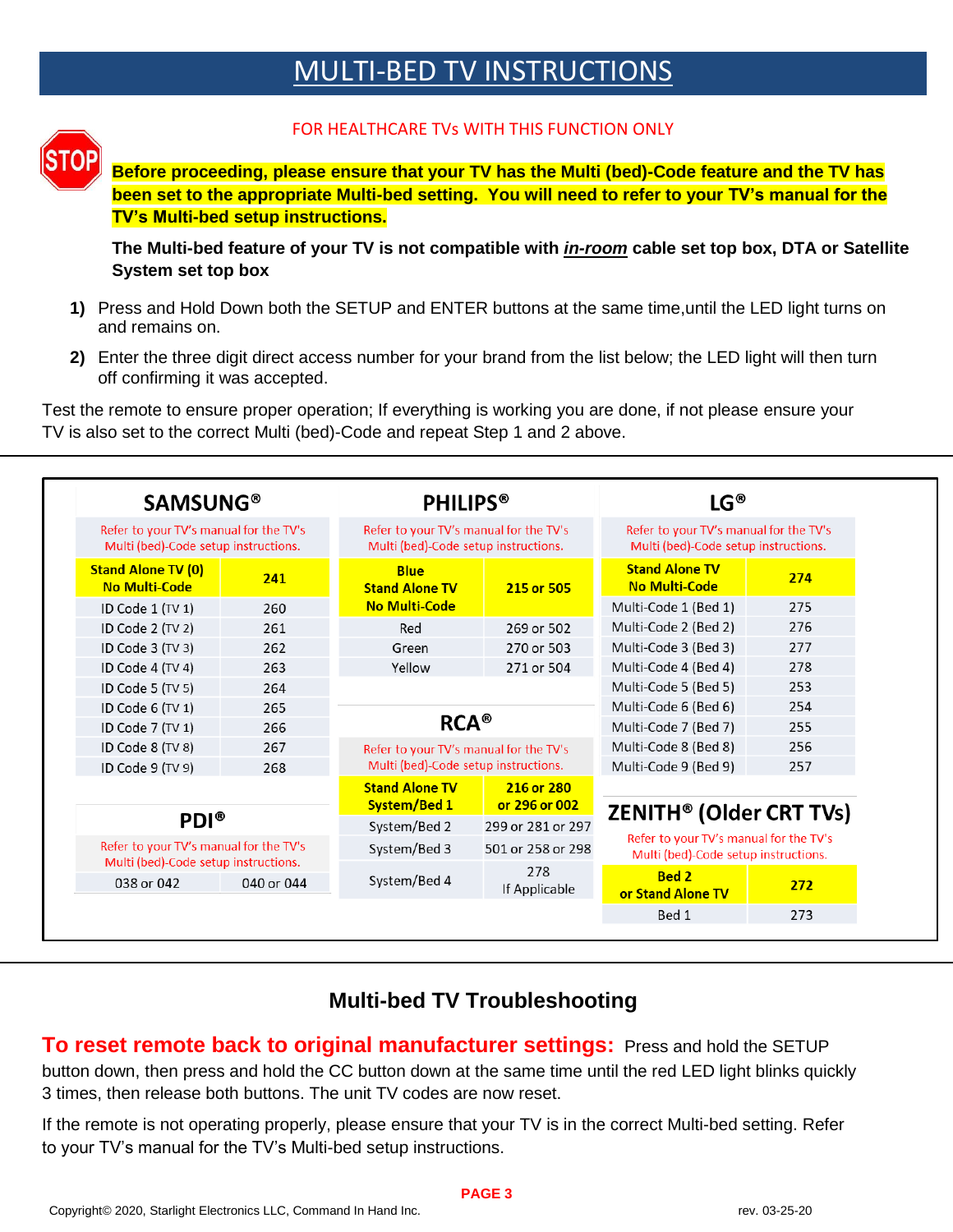# MULTI-BED TV INSTRUCTIONS

FOR HEALTHCARE TVs WITH THIS FUNCTION ONLY

STOP

**Before proceeding, please ensure that your TV has the Multi (bed)-Code feature and the TV has been set to the appropriate Multi-bed setting. You will need to refer to your TV's manual for the TV's Multi-bed setup instructions.**

**The Multi-bed feature of your TV is not compatible with *in-room* cable set top box, DTA or Satellite System set top box**

1) Press and Hold Down both the SETUP and ENTER buttons at the same time,until the LED light turns on and remains on.
2) Enter the three digit direct access number for your brand from the list below; the LED light will then turn off confirming it was accepted.

Test the remote to ensure proper operation; If everything is working you are done, if not please ensure your TV is also set to the correct Multi (bed)-Code and repeat Step 1 and 2 above.

**SAMSUNG®**

Refer to your TV's manual for the TV's Multi (bed)-Code setup instructions.

| Setting | Code |
|---|---|
| **Stand Alone TV (0) No Multi-Code** | **241** |
| ID Code 1 (TV 1) | 260 |
| ID Code 2 (TV 2) | 261 |
| ID Code 3 (TV 3) | 262 |
| ID Code 4 (TV 4) | 263 |
| ID Code 5 (TV 5) | 264 |
| ID Code 6 (TV 1) | 265 |
| ID Code 7 (TV 1) | 266 |
| ID Code 8 (TV 8) | 267 |
| ID Code 9 (TV 9) | 268 |

**PDI®**

Refer to your TV's manual for the TV's Multi (bed)-Code setup instructions.

| | |
|---|---|
| 038 or 042 | 040 or 044 |

**PHILIPS®**

Refer to your TV's manual for the TV's Multi (bed)-Code setup instructions.

| Setting | Code |
|---|---|
| **Blue Stand Alone TV No Multi-Code** | **215 or 505** |
| Red | 269 or 502 |
| Green | 270 or 503 |
| Yellow | 271 or 504 |

**RCA®**

Refer to your TV's manual for the TV's Multi (bed)-Code setup instructions.

| Setting | Code |
|---|---|
| **Stand Alone TV System/Bed 1** | **216 or 280 or 296 or 002** |
| System/Bed 2 | 299 or 281 or 297 |
| System/Bed 3 | 501 or 258 or 298 |
| System/Bed 4 | 278 If Applicable |

**LG®**

Refer to your TV's manual for the TV's Multi (bed)-Code setup instructions.

| Setting | Code |
|---|---|
| **Stand Alone TV No Multi-Code** | **274** |
| Multi-Code 1 (Bed 1) | 275 |
| Multi-Code 2 (Bed 2) | 276 |
| Multi-Code 3 (Bed 3) | 277 |
| Multi-Code 4 (Bed 4) | 278 |
| Multi-Code 5 (Bed 5) | 253 |
| Multi-Code 6 (Bed 6) | 254 |
| Multi-Code 7 (Bed 7) | 255 |
| Multi-Code 8 (Bed 8) | 256 |
| Multi-Code 9 (Bed 9) | 257 |

**ZENITH® (Older CRT TVs)**

Refer to your TV's manual for the TV's Multi (bed)-Code setup instructions.

| Setting | Code |
|---|---|
| **Bed 2 or Stand Alone TV** | **272** |
| Bed 1 | 273 |

## Multi-bed TV Troubleshooting

**To reset remote back to original manufacturer settings:** Press and hold the SETUP button down, then press and hold the CC button down at the same time until the red LED light blinks quickly 3 times, then release both buttons. The unit TV codes are now reset.

If the remote is not operating properly, please ensure that your TV is in the correct Multi-bed setting. Refer to your TV's manual for the TV's Multi-bed setup instructions.

Copyright© 2020, Starlight Electronics LLC, Command In Hand Inc. rev. 03-25-20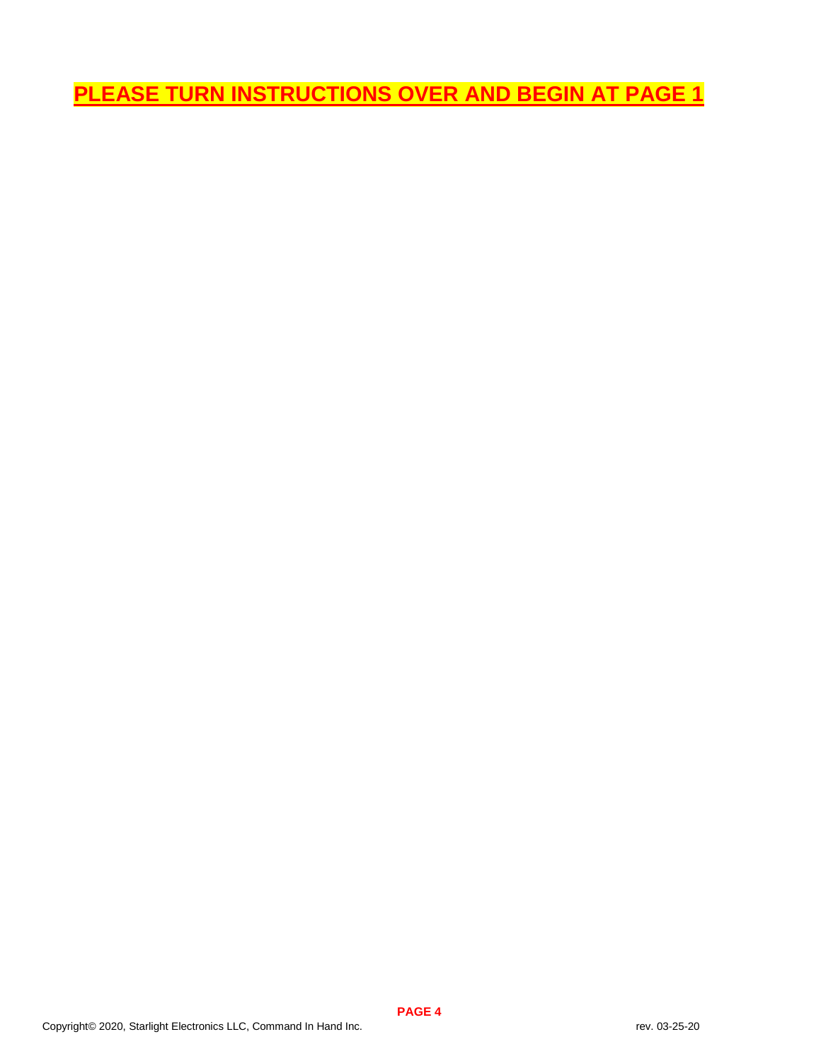**PLEASE TURN INSTRUCTIONS OVER AND BEGIN AT PAGE 1**